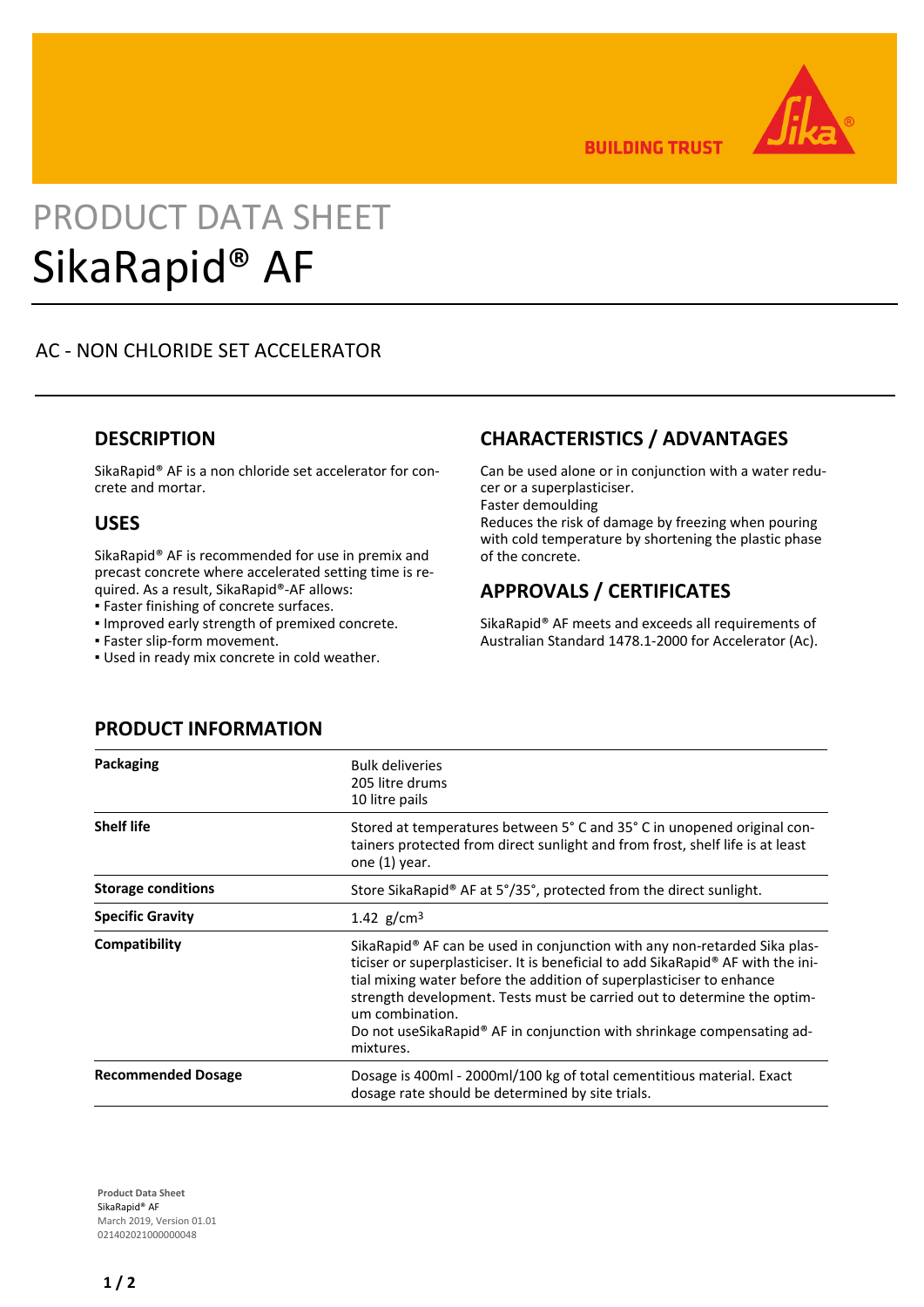# PRODUCT DATA SHEET
# SikaRapid® AF

AC - NON CHLORIDE SET ACCELERATOR

## DESCRIPTION

SikaRapid® AF is a non chloride set accelerator for concrete and mortar.

## USES

SikaRapid® AF is recommended for use in premix and precast concrete where accelerated setting time is required. As a result, SikaRapid®-AF allows:

- Faster finishing of concrete surfaces.
- Improved early strength of premixed concrete.
- Faster slip-form movement.
- Used in ready mix concrete in cold weather.

## CHARACTERISTICS / ADVANTAGES

Can be used alone or in conjunction with a water reducer or a superplasticiser.
Faster demoulding
Reduces the risk of damage by freezing when pouring with cold temperature by shortening the plastic phase of the concrete.

## APPROVALS / CERTIFICATES

SikaRapid® AF meets and exceeds all requirements of Australian Standard 1478.1-2000 for Accelerator (Ac).

## PRODUCT INFORMATION

| | |
|---|---|
| **Packaging** | Bulk deliveries<br>205 litre drums<br>10 litre pails |
| **Shelf life** | Stored at temperatures between 5° C and 35° C in unopened original containers protected from direct sunlight and from frost, shelf life is at least one (1) year. |
| **Storage conditions** | Store SikaRapid® AF at 5°/35°, protected from the direct sunlight. |
| **Specific Gravity** | 1.42 g/cm³ |
| **Compatibility** | SikaRapid® AF can be used in conjunction with any non-retarded Sika plasticiser or superplasticiser. It is beneficial to add SikaRapid® AF with the initial mixing water before the addition of superplasticiser to enhance strength development. Tests must be carried out to determine the optimum combination.<br>Do not useSikaRapid® AF in conjunction with shrinkage compensating admixtures. |
| **Recommended Dosage** | Dosage is 400ml - 2000ml/100 kg of total cementitious material. Exact dosage rate should be determined by site trials. |

**Product Data Sheet**
SikaRapid® AF
March 2019, Version 01.01
021402021000000048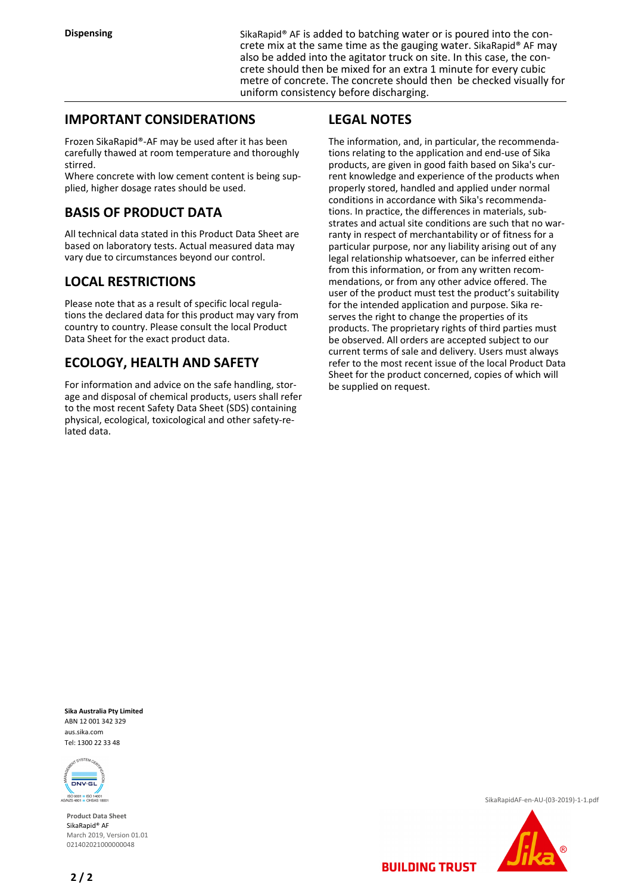| | |
|---|---|
| **Dispensing** | SikaRapid® AF is added to batching water or is poured into the concrete mix at the same time as the gauging water. SikaRapid® AF may also be added into the agitator truck on site. In this case, the concrete should then be mixed for an extra 1 minute for every cubic metre of concrete. The concrete should then be checked visually for uniform consistency before discharging. |

## IMPORTANT CONSIDERATIONS

Frozen SikaRapid®-AF may be used after it has been carefully thawed at room temperature and thoroughly stirred.
Where concrete with low cement content is being supplied, higher dosage rates should be used.

## BASIS OF PRODUCT DATA

All technical data stated in this Product Data Sheet are based on laboratory tests. Actual measured data may vary due to circumstances beyond our control.

## LOCAL RESTRICTIONS

Please note that as a result of specific local regulations the declared data for this product may vary from country to country. Please consult the local Product Data Sheet for the exact product data.

## ECOLOGY, HEALTH AND SAFETY

For information and advice on the safe handling, storage and disposal of chemical products, users shall refer to the most recent Safety Data Sheet (SDS) containing physical, ecological, toxicological and other safety-related data.

## LEGAL NOTES

The information, and, in particular, the recommendations relating to the application and end-use of Sika products, are given in good faith based on Sika's current knowledge and experience of the products when properly stored, handled and applied under normal conditions in accordance with Sika's recommendations. In practice, the differences in materials, substrates and actual site conditions are such that no warranty in respect of merchantability or of fitness for a particular purpose, nor any liability arising out of any legal relationship whatsoever, can be inferred either from this information, or from any written recommendations, or from any other advice offered. The user of the product must test the product's suitability for the intended application and purpose. Sika reserves the right to change the properties of its products. The proprietary rights of third parties must be observed. All orders are accepted subject to our current terms of sale and delivery. Users must always refer to the most recent issue of the local Product Data Sheet for the product concerned, copies of which will be supplied on request.

**Sika Australia Pty Limited**
ABN 12 001 342 329
aus.sika.com
Tel: 1300 22 33 48

**Product Data Sheet**
SikaRapid® AF
March 2019, Version 01.01
021402021000000048

SikaRapidAF-en-AU-(03-2019)-1-1.pdf

**BUILDING TRUST**